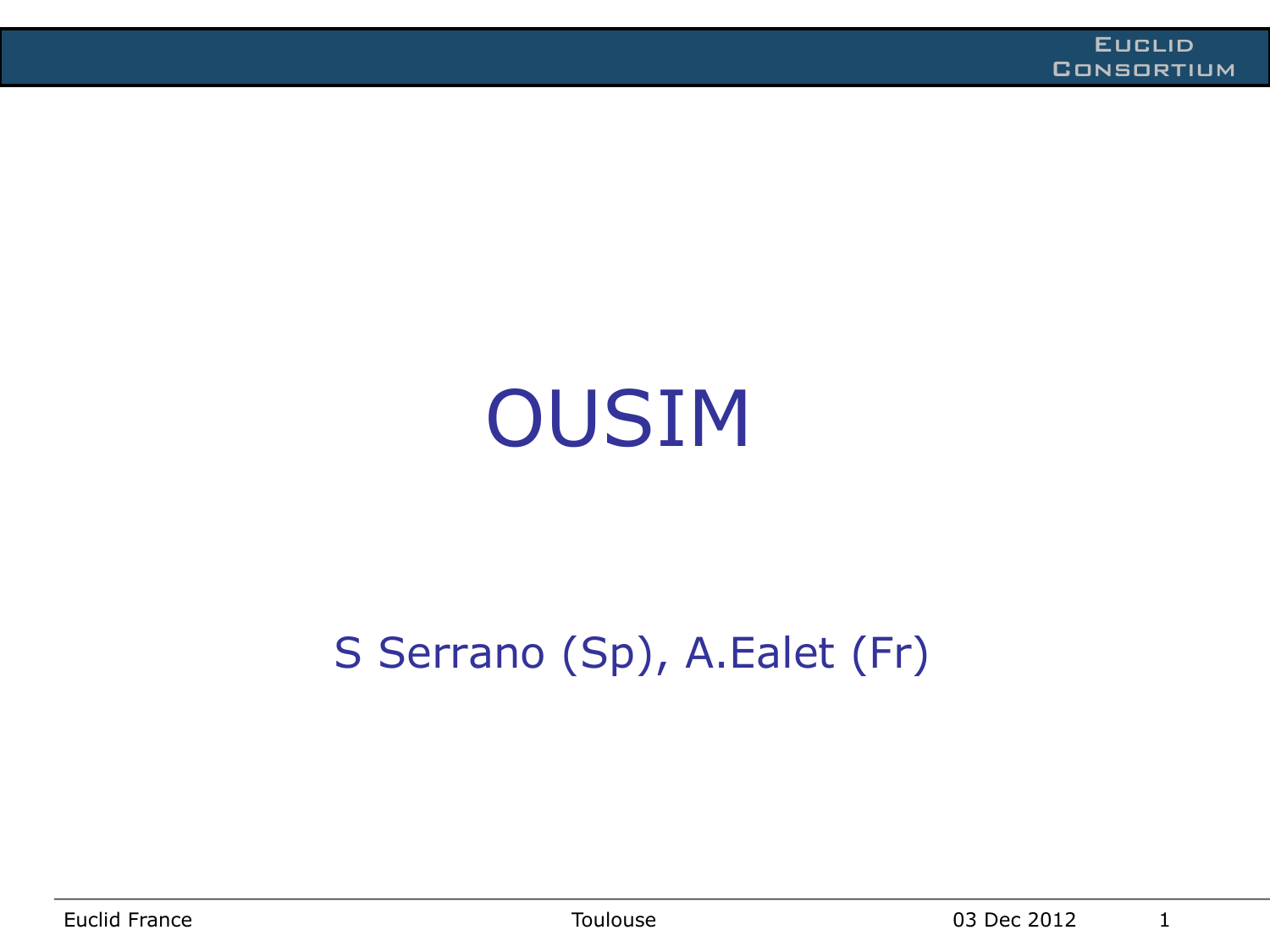# OUSIM

S Serrano (Sp), A.Ealet (Fr)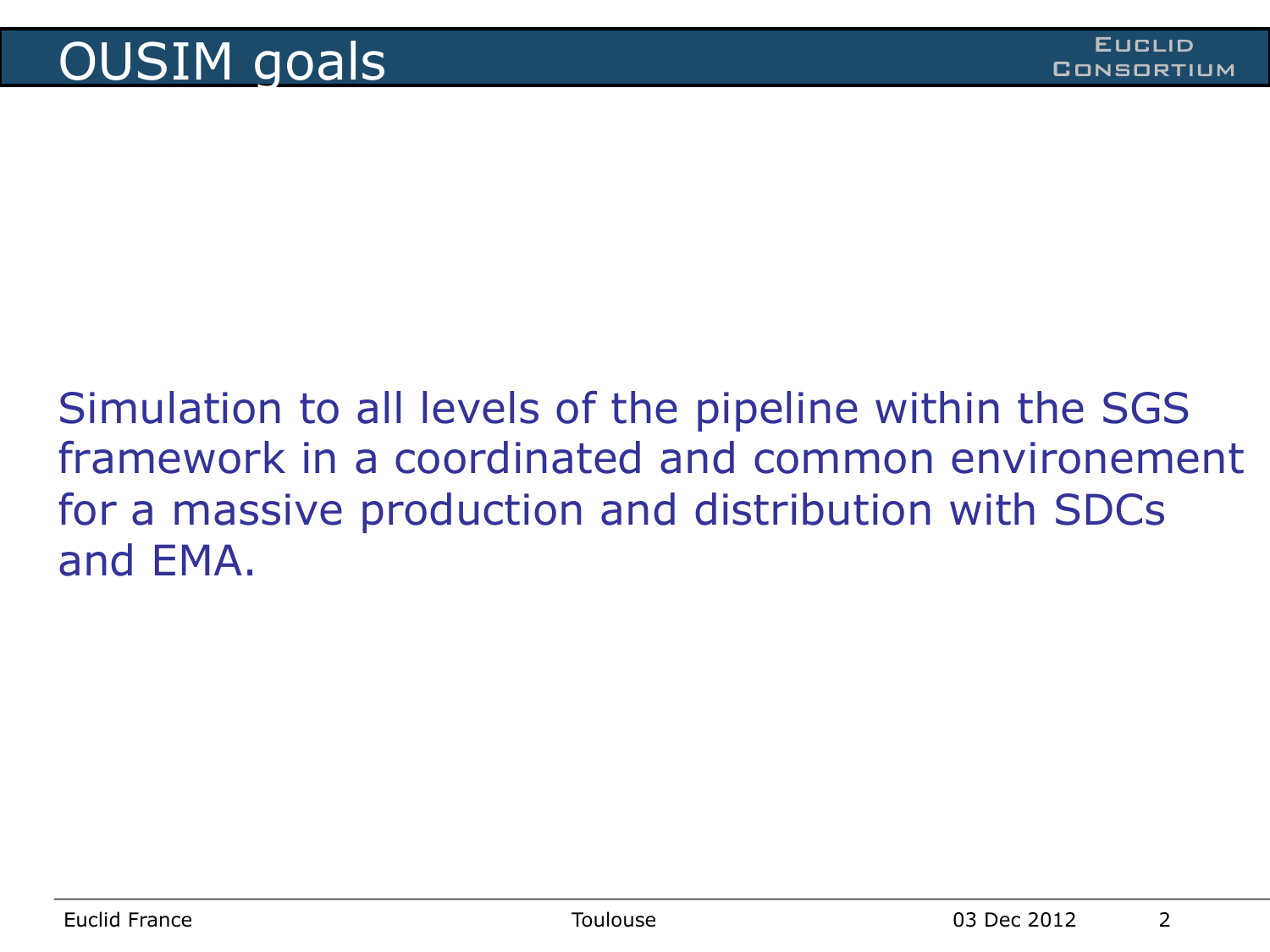# OUSIM goals

Simulation to all levels of the pipeline within the SGS framework in a coordinated and common environement for a massive production and distribution with SDCs and EMA.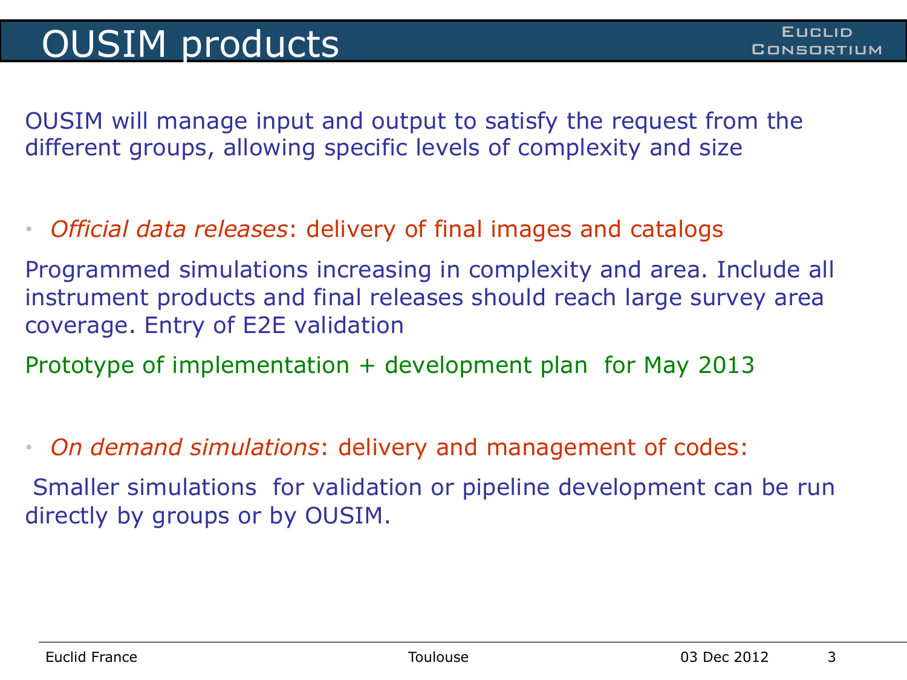# OUSIM products

OUSIM will manage input and output to satisfy the request from the different groups, allowing specific levels of complexity and size

- *Official data releases*: delivery of final images and catalogs

Programmed simulations increasing in complexity and area. Include all instrument products and final releases should reach large survey area coverage. Entry of E2E validation

Prototype of implementation + development plan for May 2013

- *On demand simulations*: delivery and management of codes:

Smaller simulations for validation or pipeline development can be run directly by groups or by OUSIM.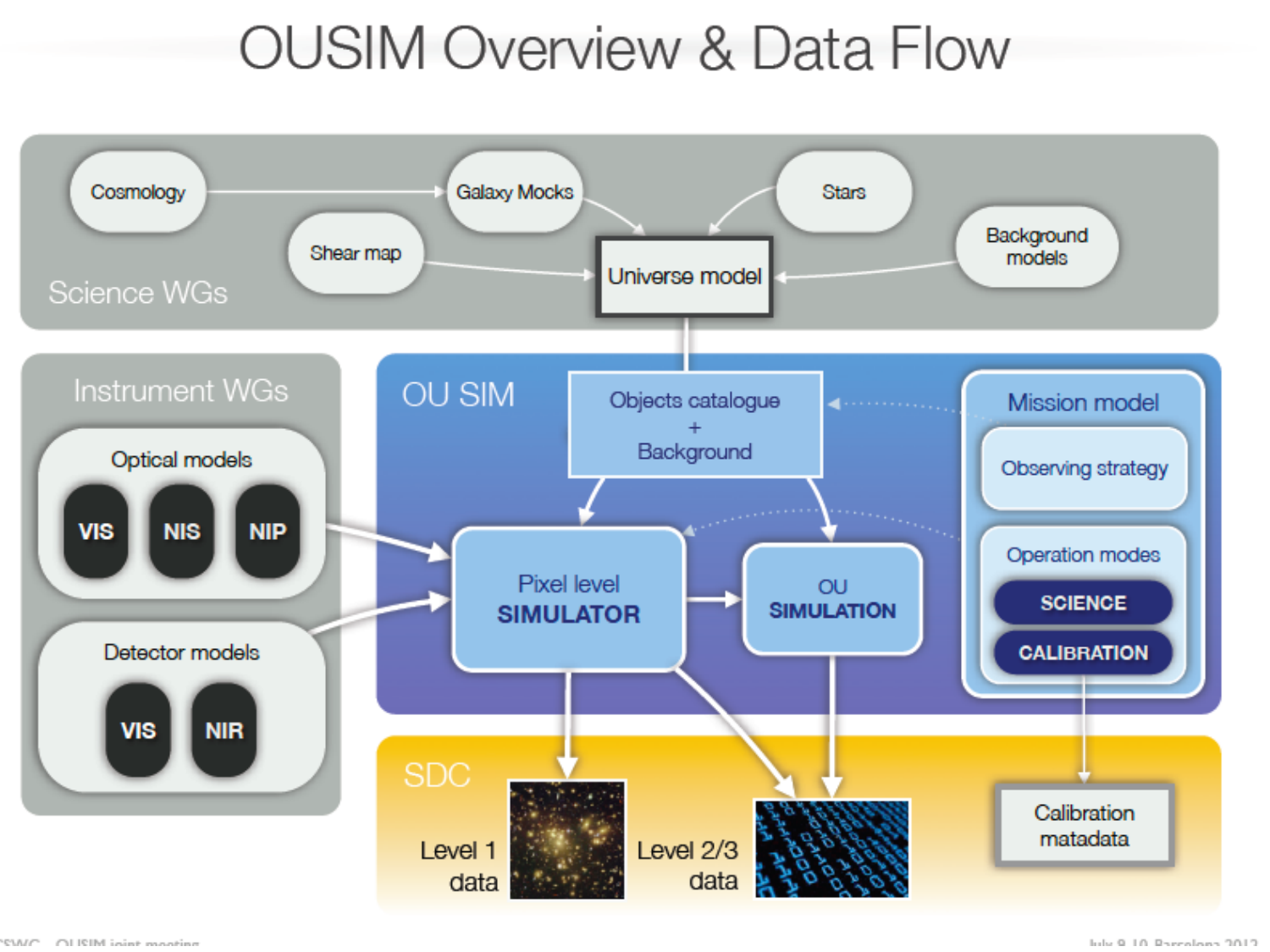# OUSIM Overview & Data Flow

## Science WGs

- Cosmology
- Galaxy Mocks
- Stars
- Shear map
- Background models
- Universe model

## Instrument WGs

- Optical models
  - VIS
  - NIS
  - NIP
- Detector models
  - VIS
  - NIR

## OU SIM

- Objects catalogue + Background
- Pixel level **SIMULATOR**
- OU **SIMULATION**

### Mission model

- Observing strategy
- Operation modes
  - **SCIENCE**
  - **CALIBRATION**

## SDC

- Level 1 data
- Level 2/3 data
- Calibration matadata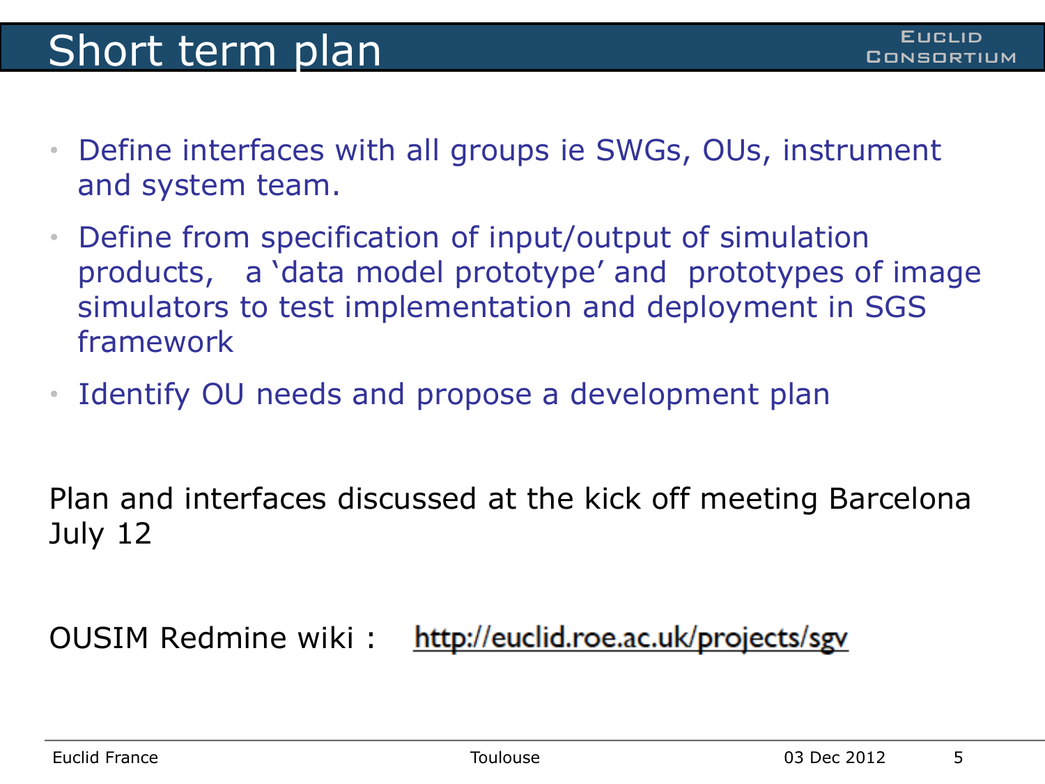# Short term plan

- Define interfaces with all groups ie SWGs, OUs, instrument and system team.
- Define from specification of input/output of simulation products, a 'data model prototype' and prototypes of image simulators to test implementation and deployment in SGS framework
- Identify OU needs and propose a development plan

Plan and interfaces discussed at the kick off meeting Barcelona July 12

OUSIM Redmine wiki : http://euclid.roe.ac.uk/projects/sgv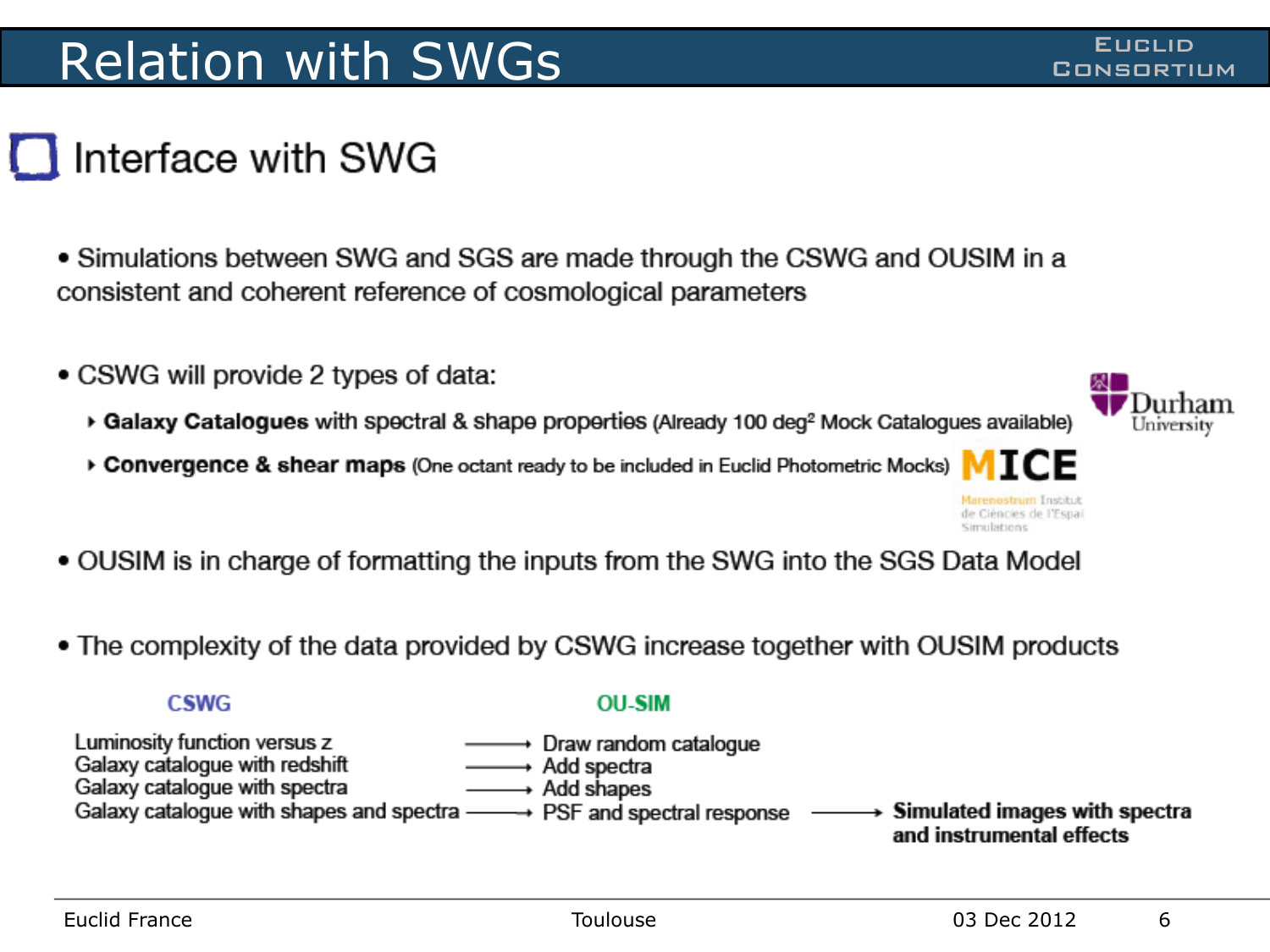# Relation with SWGs

## Interface with SWG

- Simulations between SWG and SGS are made through the CSWG and OUSIM in a consistent and coherent reference of cosmological parameters

- CSWG will provide 2 types of data:
  - **Galaxy Catalogues** with spectral & shape properties (Already 100 deg$^2$ Mock Catalogues available)
  - **Convergence & shear maps** (One octant ready to be included in Euclid Photometric Mocks)

Durham University

MICE — Marenostrum Institut de Ciències de l'Espai Simulations

- OUSIM is in charge of formatting the inputs from the SWG into the SGS Data Model

- The complexity of the data provided by CSWG increase together with OUSIM products

| CSWG | | OU-SIM | | |
|---|---|---|---|---|
| Luminosity function versus z | → | Draw random catalogue | | |
| Galaxy catalogue with redshift | → | Add spectra | | |
| Galaxy catalogue with spectra | → | Add shapes | | |
| Galaxy catalogue with shapes and spectra | → | PSF and spectral response | → | **Simulated images with spectra and instrumental effects** |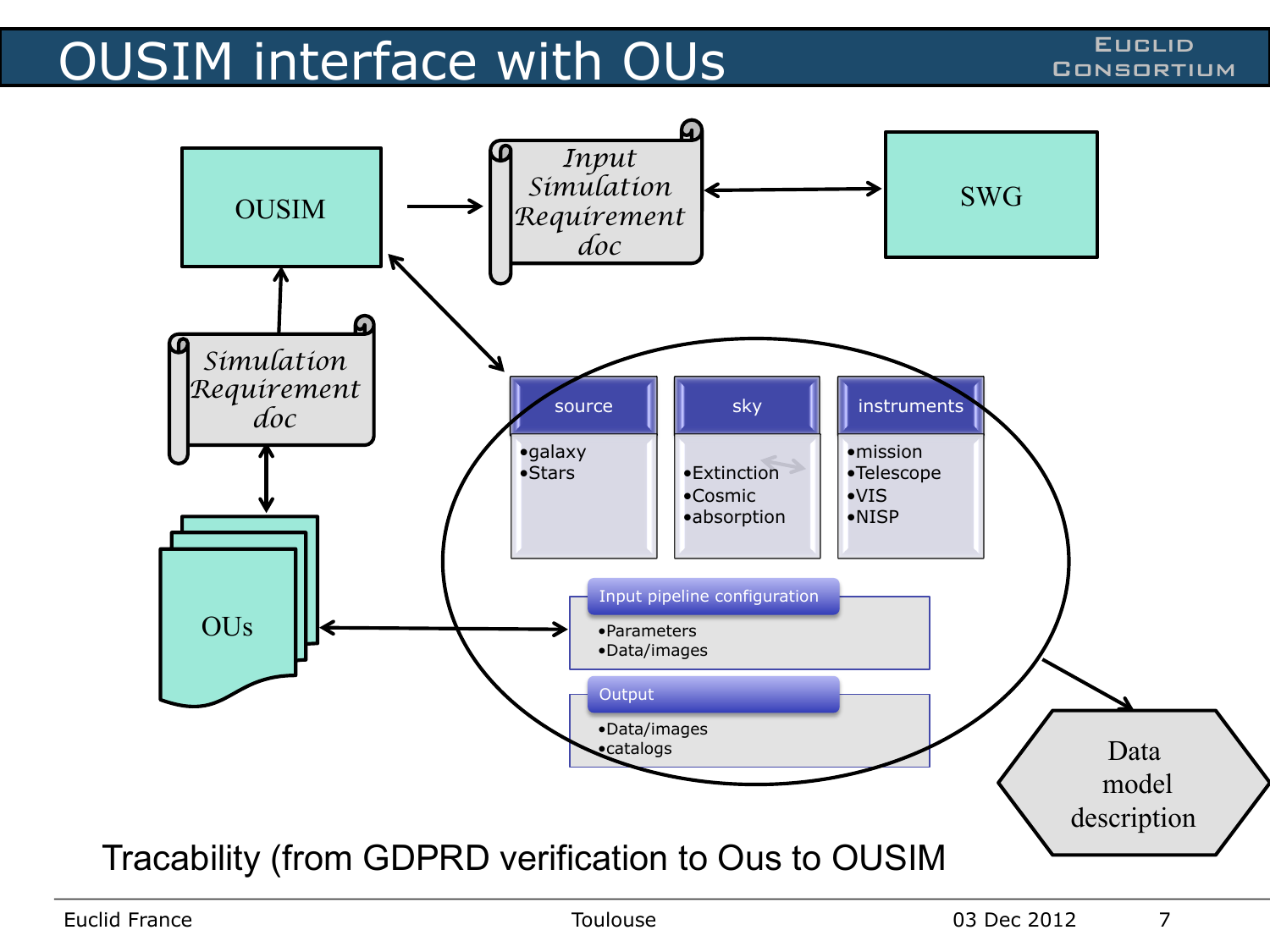# OUSIM interface with OUs

OUSIM

Input Simulation Requirement doc

SWG

Simulation Requirement doc

OUs

| source | sky | instruments |
| --- | --- | --- |
| •galaxy<br>•Stars | •Extinction<br>•Cosmic<br>•absorption | •mission<br>•Telescope<br>•VIS<br>•NISP |

**Input pipeline configuration**

- Parameters
- Data/images

**Output**

- Data/images
- catalogs

Data model description

Tracability (from GDPRD verification to Ous to OUSIM

Euclid France | Toulouse | 03 Dec 2012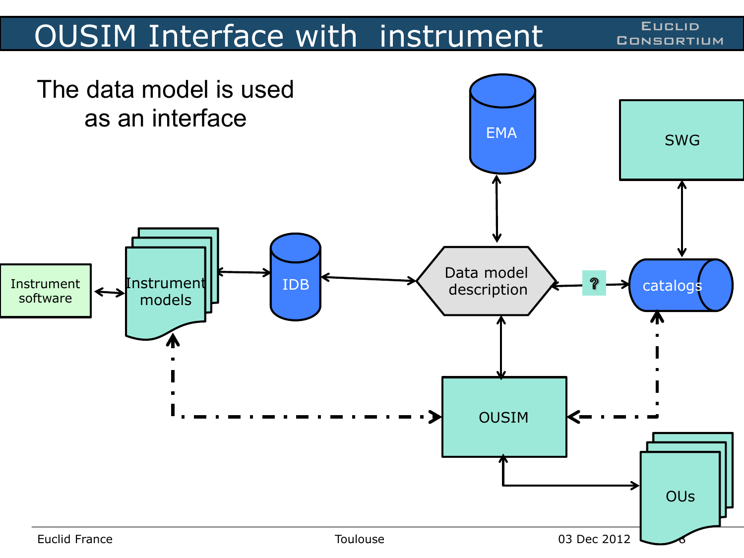# OUSIM Interface with instrument

The data model is used as an interface

Instrument software

Instrument models

IDB

EMA

Data model description

SWG

?

catalogs

OUSIM

OUs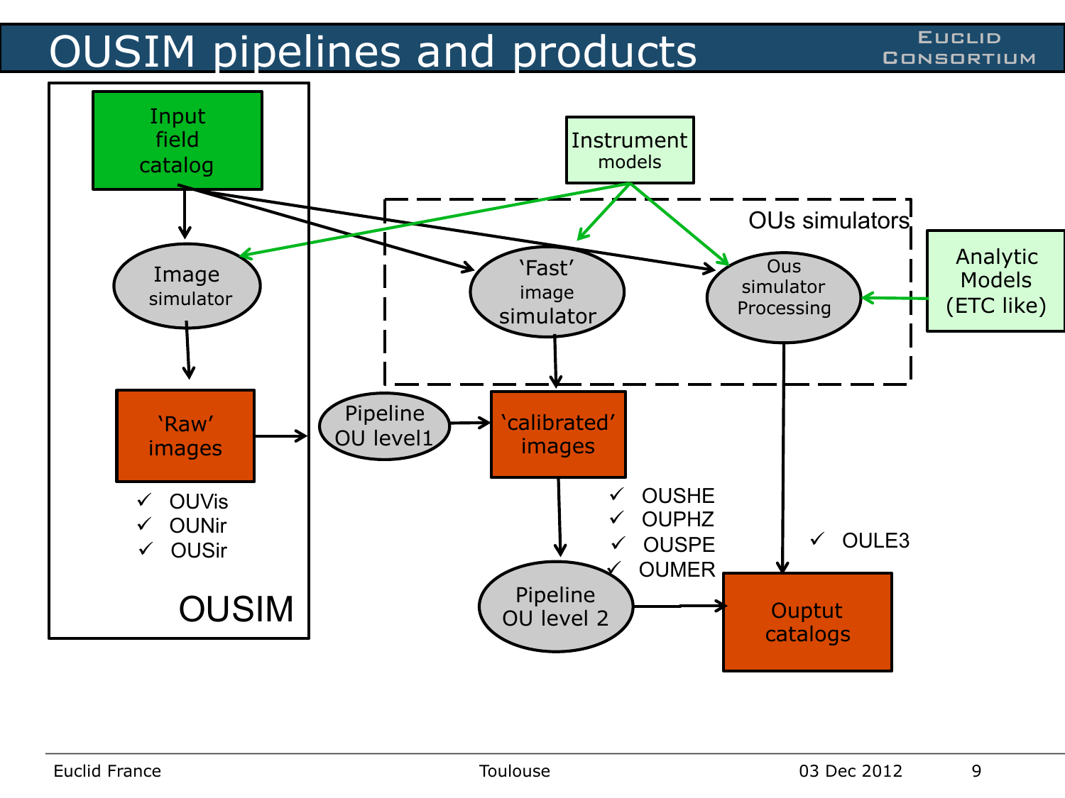# OUSIM pipelines and products

Input field catalog

Image simulator

'Raw' images

- ✓ OUVis
- ✓ OUNir
- ✓ OUSir

OUSIM

Instrument models

OUs simulators

'Fast' image simulator

Ous simulator Processing

Analytic Models (ETC like)

Pipeline OU level1

'calibrated' images

- ✓ OUSHE
- ✓ OUPHZ
- ✓ OUSPE
- ✓ OUMER

- ✓ OULE3

Pipeline OU level 2

Ouptut catalogs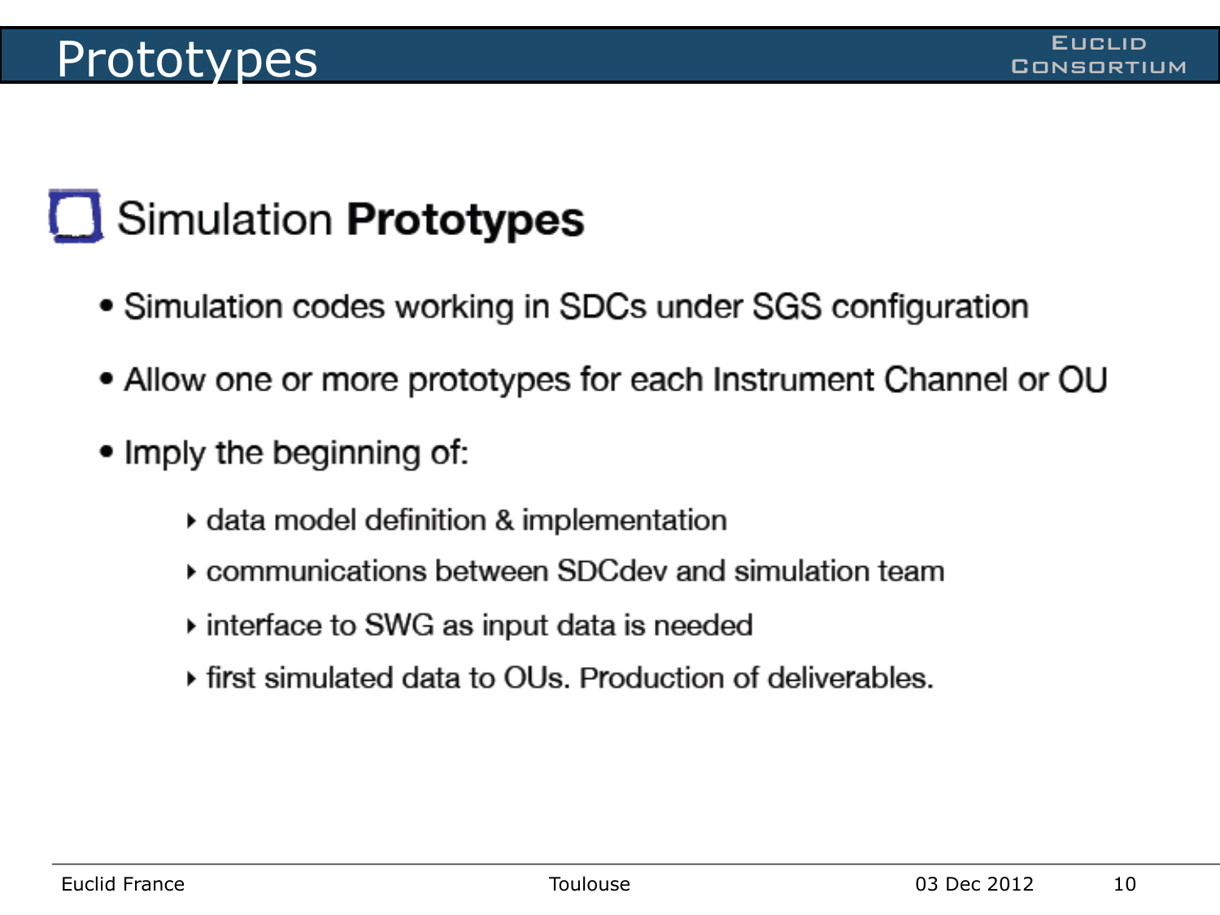# Prototypes

## Simulation **Prototypes**

- Simulation codes working in SDCs under SGS configuration
- Allow one or more prototypes for each Instrument Channel or OU
- Imply the beginning of:
  - data model definition & implementation
  - communications between SDCdev and simulation team
  - interface to SWG as input data is needed
  - first simulated data to OUs. Production of deliverables.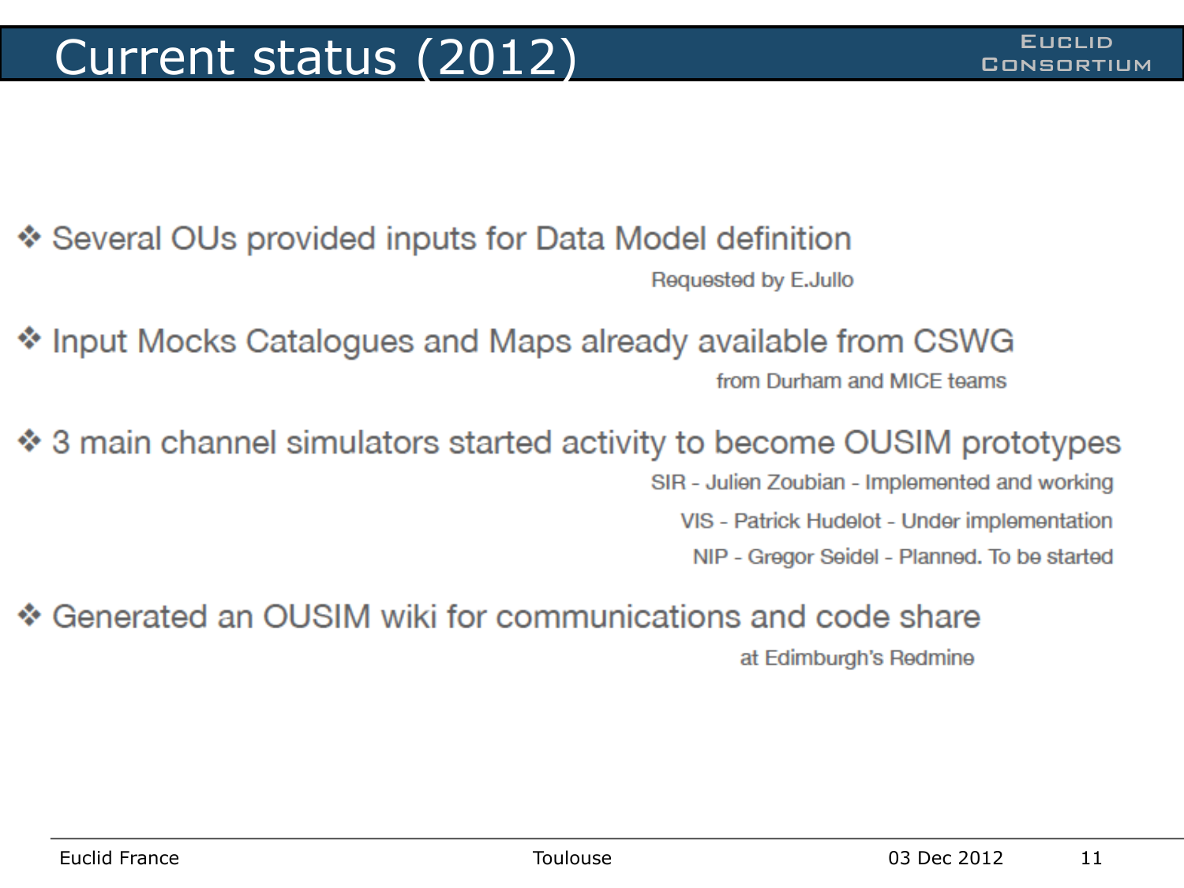# Current status (2012)

EUCLID CONSORTIUM

- Several OUs provided inputs for Data Model definition

  Requested by E.Jullo

- Input Mocks Catalogues and Maps already available from CSWG

  from Durham and MICE teams

- 3 main channel simulators started activity to become OUSIM prototypes

  SIR - Julien Zoubian - Implemented and working

  VIS - Patrick Hudelot - Under implementation

  NIP - Gregor Seidel - Planned. To be started

- Generated an OUSIM wiki for communications and code share

  at Edimburgh's Redmine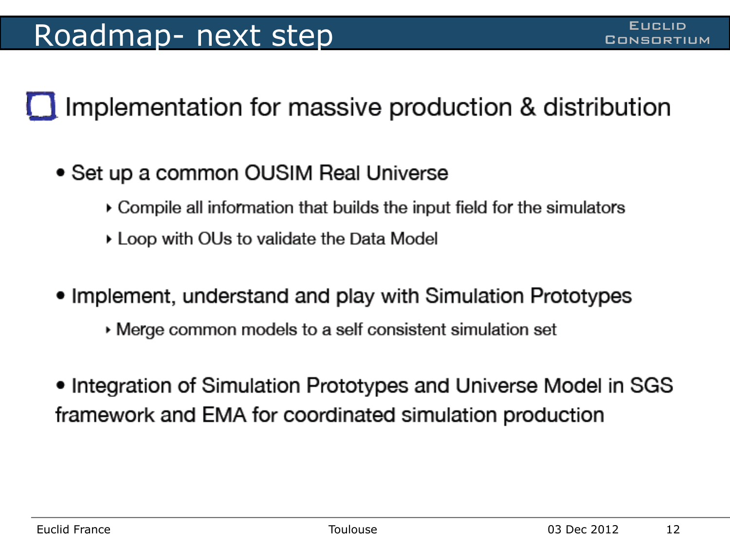# Roadmap- next step

## Implementation for massive production & distribution

- Set up a common OUSIM Real Universe
  - Compile all information that builds the input field for the simulators
  - Loop with OUs to validate the Data Model

- Implement, understand and play with Simulation Prototypes
  - Merge common models to a self consistent simulation set

- Integration of Simulation Prototypes and Universe Model in SGS framework and EMA for coordinated simulation production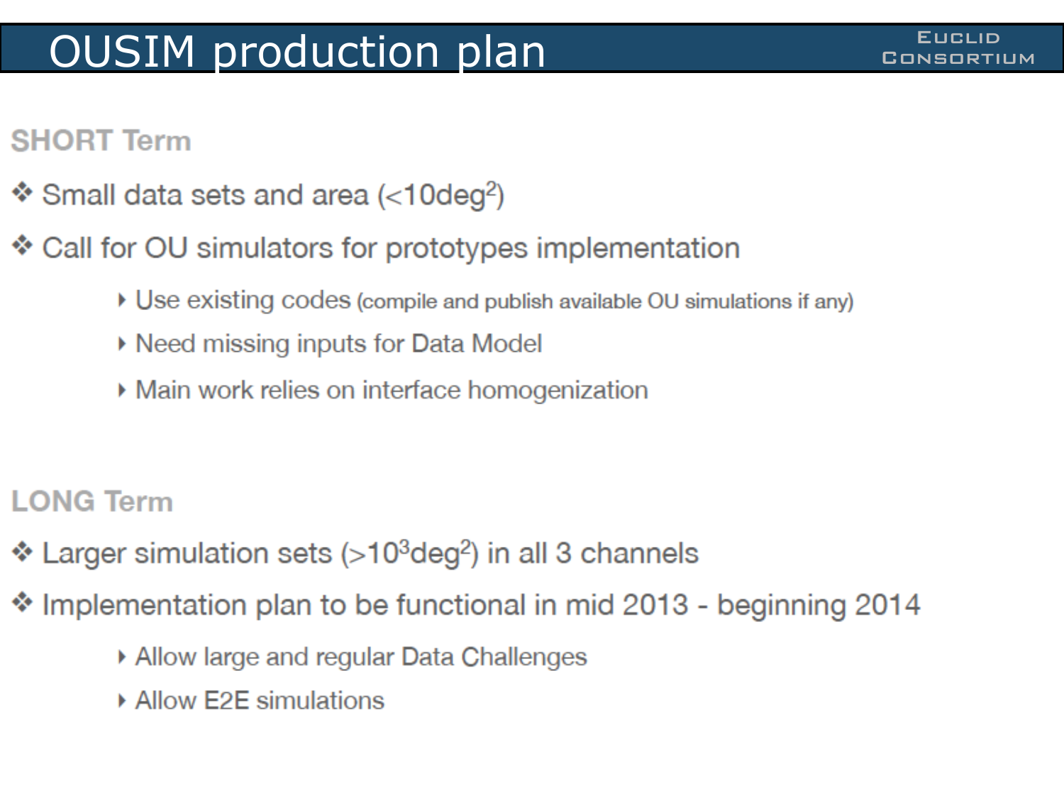# OUSIM production plan

## SHORT Term

- Small data sets and area ($<10\text{deg}^2$)
- Call for OU simulators for prototypes implementation
  - Use existing codes (compile and publish available OU simulations if any)
  - Need missing inputs for Data Model
  - Main work relies on interface homogenization

## LONG Term

- Larger simulation sets ($>10^3\text{deg}^2$) in all 3 channels
- Implementation plan to be functional in mid 2013 - beginning 2014
  - Allow large and regular Data Challenges
  - Allow E2E simulations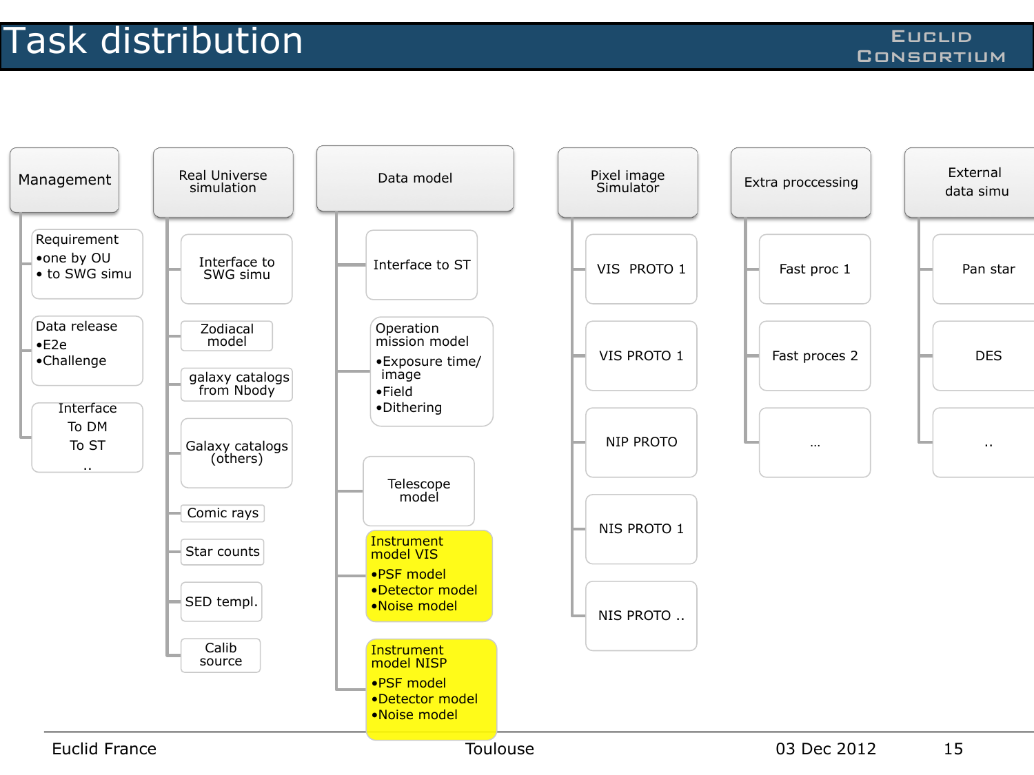# Task distribution

## Management

- Requirement
  - one by OU
  - to SWG simu
- Data release
  - E2e
  - Challenge
- Interface
  - To DM
  - To ST
  - ..

## Real Universe simulation

- Interface to SWG simu
- Zodiacal model
- galaxy catalogs from Nbody
- Galaxy catalogs (others)
- Comic rays
- Star counts
- SED templ.
- Calib source

## Data model

- Interface to ST
- Operation mission model
  - Exposure time/ image
  - Field
  - Dithering
- Telescope model
- Instrument model VIS
  - PSF model
  - Detector model
  - Noise model
- Instrument model NISP
  - PSF model
  - Detector model
  - Noise model

## Pixel image Simulator

- VIS PROTO 1
- VIS PROTO 1
- NIP PROTO
- NIS PROTO 1
- NIS PROTO ..

## Extra proccessing

- Fast proc 1
- Fast proces 2
- …

## External data simu

- Pan star
- DES
- ..

Euclid France — Toulouse — 03 Dec 2012